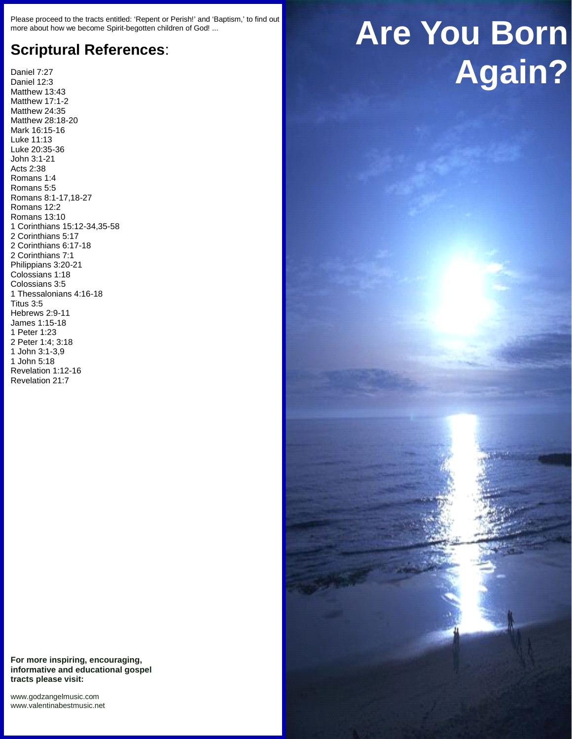# Are You Born Again?

Please proceed to the tracts entitled: 'Repent or Perish!' and 'Baptism,' to find out more about how we become Spirit-begotten children of God! ...

## Scriptural References:

Daniel 7:27
Daniel 12:3
Matthew 13:43
Matthew 17:1-2
Matthew 24:35
Matthew 28:18-20
Mark 16:15-16
Luke 11:13
Luke 20:35-36
John 3:1-21
Acts 2:38
Romans 1:4
Romans 5:5
Romans 8:1-17,18-27
Romans 12:2
Romans 13:10
1 Corinthians 15:12-34,35-58
2 Corinthians 5:17
2 Corinthians 6:17-18
2 Corinthians 7:1
Philippians 3:20-21
Colossians 1:18
Colossians 3:5
1 Thessalonians 4:16-18
Titus 3:5
Hebrews 2:9-11
James 1:15-18
1 Peter 1:23
2 Peter 1:4; 3:18
1 John 3:1-3,9
1 John 5:18
Revelation 1:12-16
Revelation 21:7

**For more inspiring, encouraging, informative and educational gospel tracts please visit:**

www.godzangelmusic.com
www.valentinabestmusic.net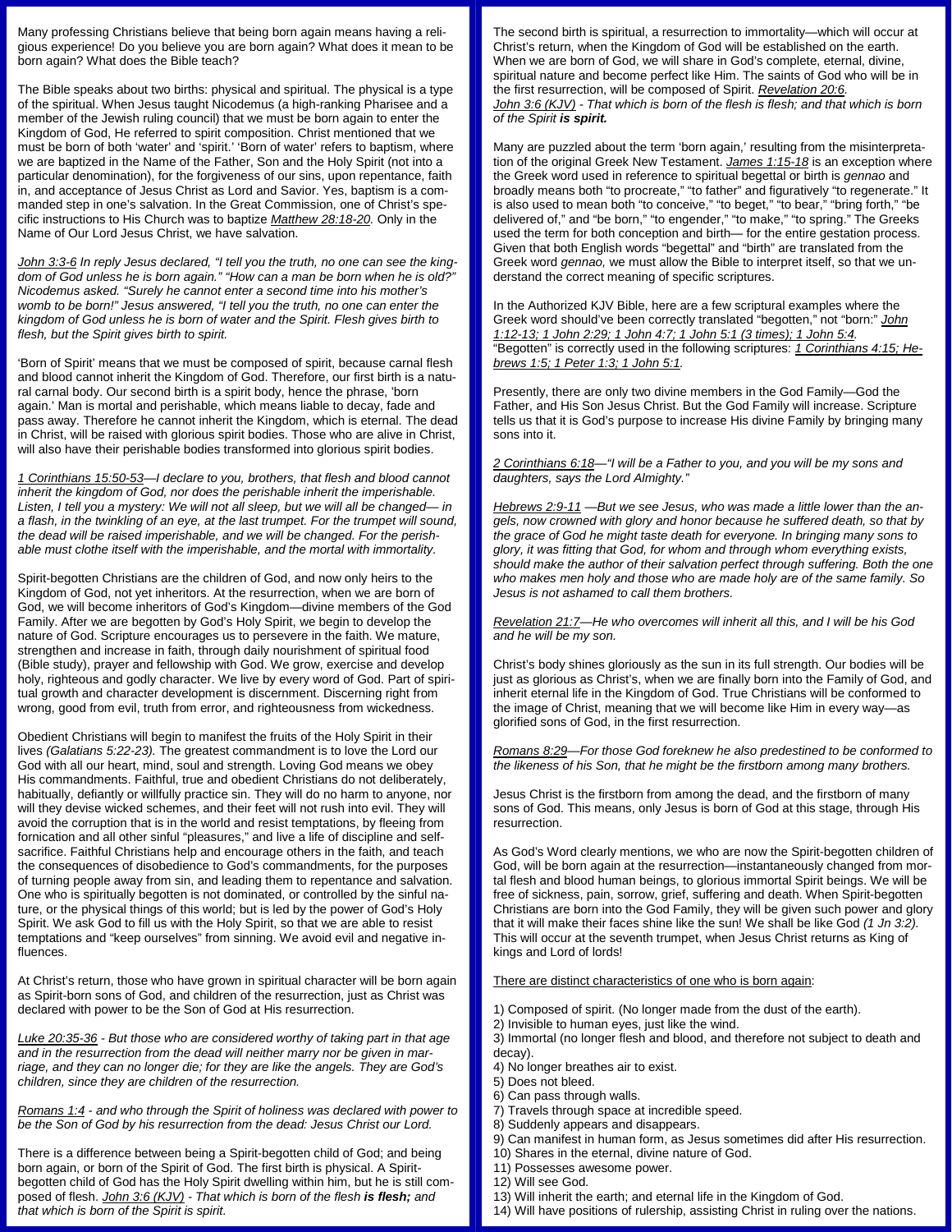Many professing Christians believe that being born again means having a religious experience! Do you believe you are born again? What does it mean to be born again? What does the Bible teach?

The Bible speaks about two births: physical and spiritual. The physical is a type of the spiritual. When Jesus taught Nicodemus (a high-ranking Pharisee and a member of the Jewish ruling council) that we must be born again to enter the Kingdom of God, He referred to spirit composition. Christ mentioned that we must be born of both 'water' and 'spirit.' 'Born of water' refers to baptism, where we are baptized in the Name of the Father, Son and the Holy Spirit (not into a particular denomination), for the forgiveness of our sins, upon repentance, faith in, and acceptance of Jesus Christ as Lord and Savior. Yes, baptism is a commanded step in one's salvation. In the Great Commission, one of Christ's specific instructions to His Church was to baptize Matthew 28:18-20. Only in the Name of Our Lord Jesus Christ, we have salvation.

John 3:3-6 *In reply Jesus declared, "I tell you the truth, no one can see the kingdom of God unless he is born again." "How can a man be born when he is old?" Nicodemus asked. "Surely he cannot enter a second time into his mother's womb to be born!" Jesus answered, "I tell you the truth, no one can enter the kingdom of God unless he is born of water and the Spirit. Flesh gives birth to flesh, but the Spirit gives birth to spirit.*

'Born of Spirit' means that we must be composed of spirit, because carnal flesh and blood cannot inherit the Kingdom of God. Therefore, our first birth is a natural carnal body. Our second birth is a spirit body, hence the phrase, 'born again.' Man is mortal and perishable, which means liable to decay, fade and pass away. Therefore he cannot inherit the Kingdom, which is eternal. The dead in Christ, will be raised with glorious spirit bodies. Those who are alive in Christ, will also have their perishable bodies transformed into glorious spirit bodies.

1 Corinthians 15:50-53—*I declare to you, brothers, that flesh and blood cannot inherit the kingdom of God, nor does the perishable inherit the imperishable. Listen, I tell you a mystery: We will not all sleep, but we will all be changed— in a flash, in the twinkling of an eye, at the last trumpet. For the trumpet will sound, the dead will be raised imperishable, and we will be changed. For the perishable must clothe itself with the imperishable, and the mortal with immortality.*

Spirit-begotten Christians are the children of God, and now only heirs to the Kingdom of God, not yet inheritors. At the resurrection, when we are born of God, we will become inheritors of God's Kingdom—divine members of the God Family. After we are begotten by God's Holy Spirit, we begin to develop the nature of God. Scripture encourages us to persevere in the faith. We mature, strengthen and increase in faith, through daily nourishment of spiritual food (Bible study), prayer and fellowship with God. We grow, exercise and develop holy, righteous and godly character. We live by every word of God. Part of spiritual growth and character development is discernment. Discerning right from wrong, good from evil, truth from error, and righteousness from wickedness.

Obedient Christians will begin to manifest the fruits of the Holy Spirit in their lives *(Galatians 5:22-23).* The greatest commandment is to love the Lord our God with all our heart, mind, soul and strength. Loving God means we obey His commandments. Faithful, true and obedient Christians do not deliberately, habitually, defiantly or willfully practice sin. They will do no harm to anyone, nor will they devise wicked schemes, and their feet will not rush into evil. They will avoid the corruption that is in the world and resist temptations, by fleeing from fornication and all other sinful "pleasures," and live a life of discipline and self-sacrifice. Faithful Christians help and encourage others in the faith, and teach the consequences of disobedience to God's commandments, for the purposes of turning people away from sin, and leading them to repentance and salvation. One who is spiritually begotten is not dominated, or controlled by the sinful nature, or the physical things of this world; but is led by the power of God's Holy Spirit. We ask God to fill us with the Holy Spirit, so that we are able to resist temptations and "keep ourselves" from sinning. We avoid evil and negative influences.

At Christ's return, those who have grown in spiritual character will be born again as Spirit-born sons of God, and children of the resurrection, just as Christ was declared with power to be the Son of God at His resurrection.

Luke 20:35-36 - *But those who are considered worthy of taking part in that age and in the resurrection from the dead will neither marry nor be given in marriage, and they can no longer die; for they are like the angels. They are God's children, since they are children of the resurrection.*

Romans 1:4 - *and who through the Spirit of holiness was declared with power to be the Son of God by his resurrection from the dead: Jesus Christ our Lord.*

There is a difference between being a Spirit-begotten child of God; and being born again, or born of the Spirit of God. The first birth is physical. A Spirit-begotten child of God has the Holy Spirit dwelling within him, but he is still composed of flesh. John 3:6 (KJV) - *That which is born of the flesh **is flesh;** and that which is born of the Spirit is spirit.*

The second birth is spiritual, a resurrection to immortality—which will occur at Christ's return, when the Kingdom of God will be established on the earth. When we are born of God, we will share in God's complete, eternal, divine, spiritual nature and become perfect like Him. The saints of God who will be in the first resurrection, will be composed of Spirit. *Revelation 20:6.*
*John 3:6 (KJV) - That which is born of the flesh is flesh; and that which is born of the Spirit **is spirit.***

Many are puzzled about the term 'born again,' resulting from the misinterpretation of the original Greek New Testament. James 1:15-18 is an exception where the Greek word used in reference to spiritual begettal or birth is *gennao* and broadly means both "to procreate," "to father" and figuratively "to regenerate." It is also used to mean both "to conceive," "to beget," "to bear," "bring forth," "be delivered of," and "be born," "to engender," "to make," "to spring." The Greeks used the term for both conception and birth— for the entire gestation process. Given that both English words "begettal" and "birth" are translated from the Greek word *gennao,* we must allow the Bible to interpret itself, so that we understand the correct meaning of specific scriptures.

In the Authorized KJV Bible, here are a few scriptural examples where the Greek word should've been correctly translated "begotten," not "born:" *John 1:12-13; 1 John 2:29; 1 John 4:7; 1 John 5:1 (3 times); 1 John 5:4.*
"Begotten" is correctly used in the following scriptures: *1 Corinthians 4:15; Hebrews 1:5; 1 Peter 1:3; 1 John 5:1.*

Presently, there are only two divine members in the God Family—God the Father, and His Son Jesus Christ. But the God Family will increase. Scripture tells us that it is God's purpose to increase His divine Family by bringing many sons into it.

*2 Corinthians 6:18—"I will be a Father to you, and you will be my sons and daughters, says the Lord Almighty."*

*Hebrews 2:9-11 —But we see Jesus, who was made a little lower than the angels, now crowned with glory and honor because he suffered death, so that by the grace of God he might taste death for everyone. In bringing many sons to glory, it was fitting that God, for whom and through whom everything exists, should make the author of their salvation perfect through suffering. Both the one who makes men holy and those who are made holy are of the same family. So Jesus is not ashamed to call them brothers.*

*Revelation 21:7—He who overcomes will inherit all this, and I will be his God and he will be my son.*

Christ's body shines gloriously as the sun in its full strength. Our bodies will be just as glorious as Christ's, when we are finally born into the Family of God, and inherit eternal life in the Kingdom of God. True Christians will be conformed to the image of Christ, meaning that we will become like Him in every way—as glorified sons of God, in the first resurrection.

*Romans 8:29—For those God foreknew he also predestined to be conformed to the likeness of his Son, that he might be the firstborn among many brothers.*

Jesus Christ is the firstborn from among the dead, and the firstborn of many sons of God. This means, only Jesus is born of God at this stage, through His resurrection.

As God's Word clearly mentions, we who are now the Spirit-begotten children of God, will be born again at the resurrection—instantaneously changed from mortal flesh and blood human beings, to glorious immortal Spirit beings. We will be free of sickness, pain, sorrow, grief, suffering and death. When Spirit-begotten Christians are born into the God Family, they will be given such power and glory that it will make their faces shine like the sun! We shall be like God *(1 Jn 3:2).* This will occur at the seventh trumpet, when Jesus Christ returns as King of kings and Lord of lords!

There are distinct characteristics of one who is born again:

1) Composed of spirit. (No longer made from the dust of the earth).
2) Invisible to human eyes, just like the wind.
3) Immortal (no longer flesh and blood, and therefore not subject to death and decay).
4) No longer breathes air to exist.
5) Does not bleed.
6) Can pass through walls.
7) Travels through space at incredible speed.
8) Suddenly appears and disappears.
9) Can manifest in human form, as Jesus sometimes did after His resurrection.
10) Shares in the eternal, divine nature of God.
11) Possesses awesome power.
12) Will see God.
13) Will inherit the earth; and eternal life in the Kingdom of God.
14) Will have positions of rulership, assisting Christ in ruling over the nations.